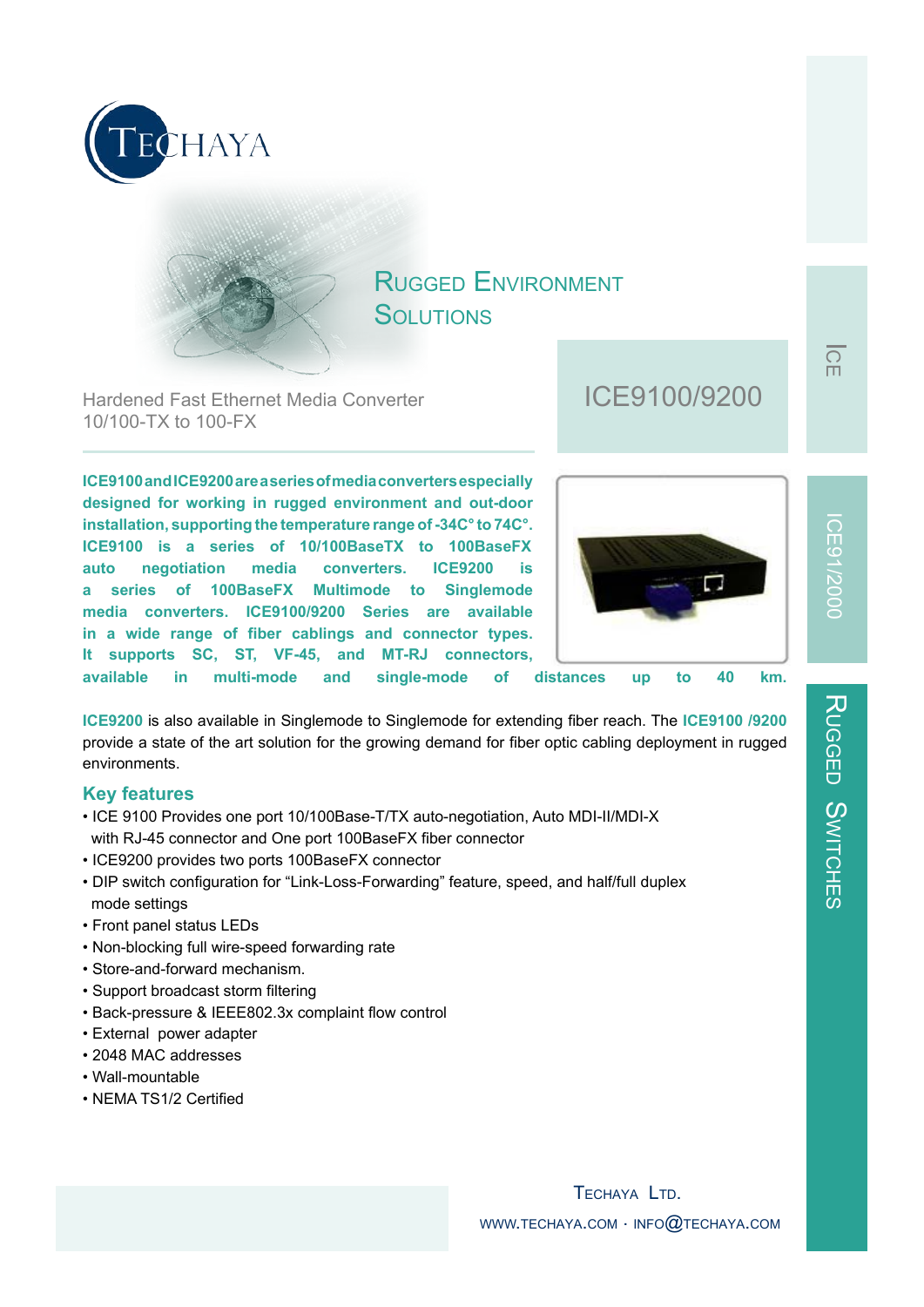TECHAYA

# Rugged Environment Solutions

Hardened Fast Ethernet Media Converter
10/100-TX to 100-FX

## ICE9100/9200

ICE

ICE91/2000

RUGGED SWITCHES

**ICE9100 and ICE9200 are a series of media converters especially designed for working in rugged environment and out-door installation, supporting the temperature range of -34C° to 74C°. ICE9100 is a series of 10/100BaseTX to 100BaseFX auto negotiation media converters. ICE9200 is a series of 100BaseFX Multimode to Singlemode media converters. ICE9100/9200 Series are available in a wide range of fiber cablings and connector types. It supports SC, ST, VF-45, and MT-RJ connectors, available in multi-mode and single-mode of distances up to 40 km.**

**ICE9200** is also available in Singlemode to Singlemode for extending fiber reach. The **ICE9100 /9200** provide a state of the art solution for the growing demand for fiber optic cabling deployment in rugged environments.

### Key features

- ICE 9100 Provides one port 10/100Base-T/TX auto-negotiation, Auto MDI-II/MDI-X with RJ-45 connector and One port 100BaseFX fiber connector
- ICE9200 provides two ports 100BaseFX connector
- DIP switch configuration for "Link-Loss-Forwarding" feature, speed, and half/full duplex mode settings
- Front panel status LEDs
- Non-blocking full wire-speed forwarding rate
- Store-and-forward mechanism.
- Support broadcast storm filtering
- Back-pressure & IEEE802.3x complaint flow control
- External power adapter
- 2048 MAC addresses
- Wall-mountable
- NEMA TS1/2 Certified

TECHAYA LTD.
WWW.TECHAYA.COM · INFO@TECHAYA.COM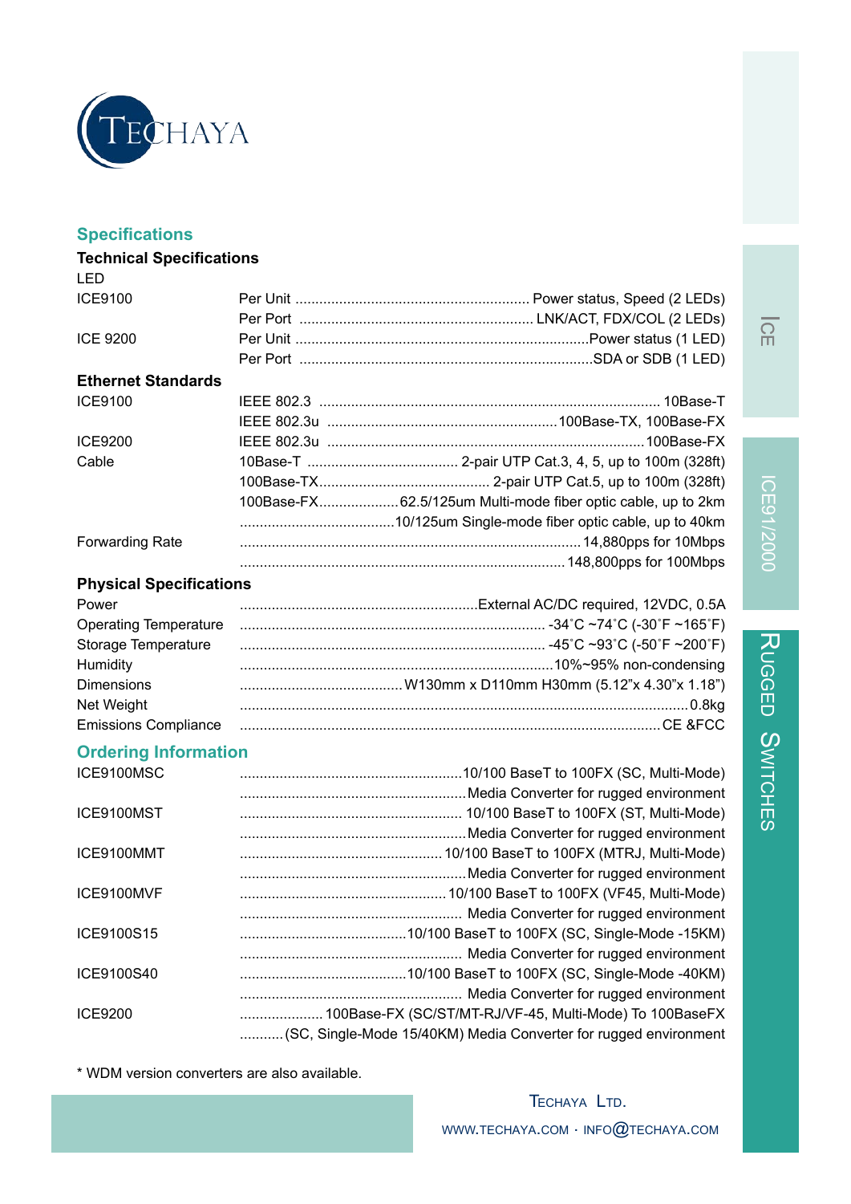TECHAYA

## Specifications

### Technical Specifications

LED

| | | |
|---|---|---|
| ICE9100 | Per Unit | Power status, Speed (2 LEDs) |
| | Per Port | LNK/ACT, FDX/COL (2 LEDs) |
| ICE 9200 | Per Unit | Power status (1 LED) |
| | Per Port | SDA or SDB (1 LED) |

### Ethernet Standards

| | | |
|---|---|---|
| ICE9100 | IEEE 802.3 | 10Base-T |
| | IEEE 802.3u | 100Base-TX, 100Base-FX |
| ICE9200 | IEEE 802.3u | 100Base-FX |
| Cable | 10Base-T | 2-pair UTP Cat.3, 4, 5, up to 100m (328ft) |
| | 100Base-TX | 2-pair UTP Cat.5, up to 100m (328ft) |
| | 100Base-FX | 62.5/125um Multi-mode fiber optic cable, up to 2km |
| | | 10/125um Single-mode fiber optic cable, up to 40km |
| Forwarding Rate | | 14,880pps for 10Mbps |
| | | 148,800pps for 100Mbps |

### Physical Specifications

| | |
|---|---|
| Power | External AC/DC required, 12VDC, 0.5A |
| Operating Temperature | -34˚C ~74˚C (-30˚F ~165˚F) |
| Storage Temperature | -45˚C ~93˚C (-50˚F ~200˚F) |
| Humidity | 10%~95% non-condensing |
| Dimensions | W130mm x D110mm H30mm (5.12"x 4.30"x 1.18") |
| Net Weight | 0.8kg |
| Emissions Compliance | CE &FCC |

## Ordering Information

| | |
|---|---|
| ICE9100MSC | 10/100 BaseT to 100FX (SC, Multi-Mode) Media Converter for rugged environment |
| ICE9100MST | 10/100 BaseT to 100FX (ST, Multi-Mode) Media Converter for rugged environment |
| ICE9100MMT | 10/100 BaseT to 100FX (MTRJ, Multi-Mode) Media Converter for rugged environment |
| ICE9100MVF | 10/100 BaseT to 100FX (VF45, Multi-Mode) Media Converter for rugged environment |
| ICE9100S15 | 10/100 BaseT to 100FX (SC, Single-Mode -15KM) Media Converter for rugged environment |
| ICE9100S40 | 10/100 BaseT to 100FX (SC, Single-Mode -40KM) Media Converter for rugged environment |
| ICE9200 | 100Base-FX (SC/ST/MT-RJ/VF-45, Multi-Mode) To 100BaseFX (SC, Single-Mode 15/40KM) Media Converter for rugged environment |

* WDM version converters are also available.

TECHAYA LTD.

WWW.TECHAYA.COM · INFO@TECHAYA.COM

ICE

ICE91/2000

RUGGED SWITCHES